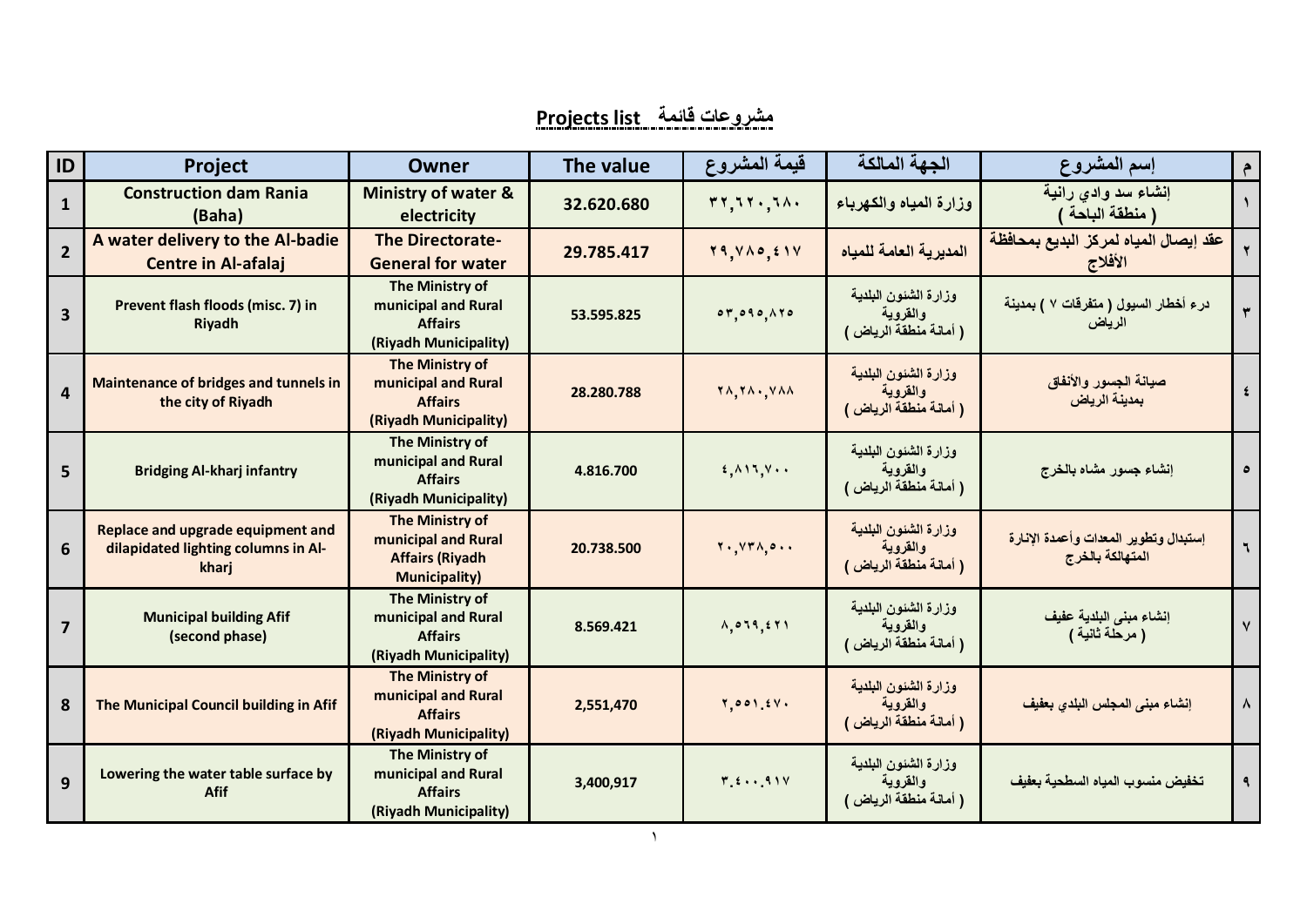## Projects list مشروعات قائمة

| ID | Project | Owner | The value | قيمة المشروع | الجهة المالكة | إسم المشروع | م |
|---|---|---|---|---|---|---|---|
| 1 | Construction dam Rania (Baha) | Ministry of water & electricity | 32.620.680 | ٣٢,٦٢٠,٦٨٠ | وزارة المياه والكهرباء | إنشاء سد وادي رانية ( منطقة الباحة ) | ١ |
| 2 | A water delivery to the Al-badie Centre in Al-afalaj | The Directorate-General for water | 29.785.417 | ٢٩,٧٨٥,٤١٧ | المديرية العامة للمياه | عقد إيصال المياه لمركز البديع بمحافظة الأفلاج | ٢ |
| 3 | Prevent flash floods (misc. 7) in Riyadh | The Ministry of municipal and Rural Affairs (Riyadh Municipality) | 53.595.825 | ٥٣,٥٩٥,٨٢٥ | وزارة الشئون البلدية والقروية ( أمانة منطقة الرياض ) | درء أخطار السيول ( متفرقات ٧ ) بمدينة الرياض | ٣ |
| 4 | Maintenance of bridges and tunnels in the city of Riyadh | The Ministry of municipal and Rural Affairs (Riyadh Municipality) | 28.280.788 | ٢٨,٢٨٠,٧٨٨ | وزارة الشئون البلدية والقروية ( أمانة منطقة الرياض ) | صيانة الجسور والأنفاق بمدينة الرياض | ٤ |
| 5 | Bridging Al-kharj infantry | The Ministry of municipal and Rural Affairs (Riyadh Municipality) | 4.816.700 | ٤,٨١٦,٧٠٠ | وزارة الشئون البلدية والقروية ( أمانة منطقة الرياض ) | إنشاء جسور مشاه بالخرج | ٥ |
| 6 | Replace and upgrade equipment and dilapidated lighting columns in Al-kharj | The Ministry of municipal and Rural Affairs (Riyadh Municipality) | 20.738.500 | ٢٠,٧٣٨,٥٠٠ | وزارة الشئون البلدية والقروية ( أمانة منطقة الرياض ) | إستبدال وتطوير المعدات وأعمدة الإنارة المتهالكة بالخرج | ٦ |
| 7 | Municipal building Afif (second phase) | The Ministry of municipal and Rural Affairs (Riyadh Municipality) | 8.569.421 | ٨,٥٦٩,٤٢١ | وزارة الشئون البلدية والقروية ( أمانة منطقة الرياض ) | إنشاء مبنى البلدية عفيف ( مرحلة ثانية ) | ٧ |
| 8 | The Municipal Council building in Afif | The Ministry of municipal and Rural Affairs (Riyadh Municipality) | 2,551,470 | ٢,٥٥١.٤٧٠ | وزارة الشئون البلدية والقروية ( أمانة منطقة الرياض ) | إنشاء مبنى المجلس البلدي بعفيف | ٨ |
| 9 | Lowering the water table surface by Afif | The Ministry of municipal and Rural Affairs (Riyadh Municipality) | 3,400,917 | ٣.٤٠٠.٩١٧ | وزارة الشئون البلدية والقروية ( أمانة منطقة الرياض ) | تخفيض منسوب المياه السطحية بعفيف | ٩ |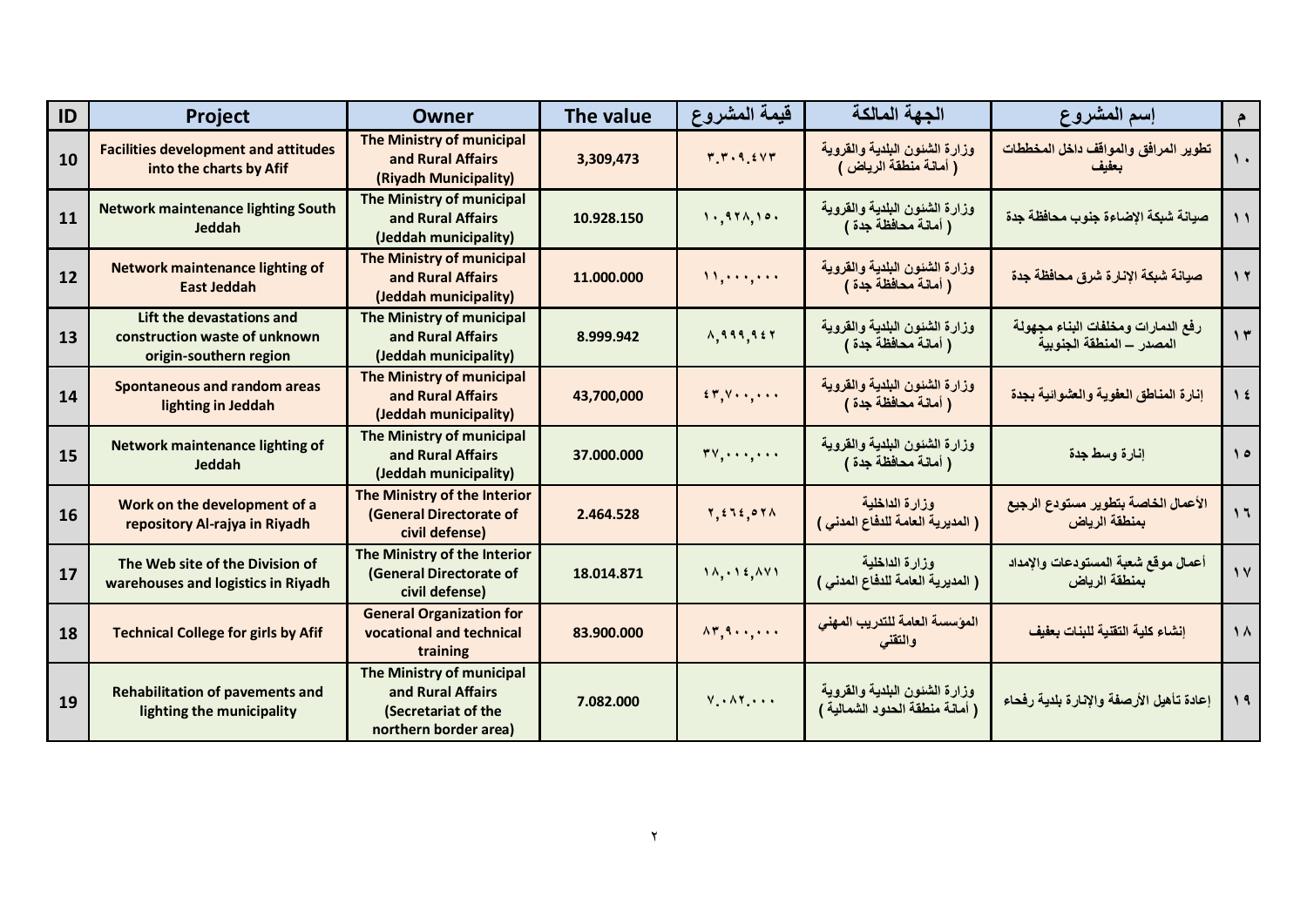| ID | Project | Owner | The value | قيمة المشروع | الجهة المالكة | إسم المشروع | م |
|---|---|---|---|---|---|---|---|
| 10 | Facilities development and attitudes into the charts by Afif | The Ministry of municipal and Rural Affairs (Riyadh Municipality) | 3,309,473 | ٣.٣٠٩.٤٧٣ | وزارة الشئون البلدية والقروية ( أمانة منطقة الرياض ) | تطوير المرافق والمواقف داخل المخططات بعفيف | ١٠ |
| 11 | Network maintenance lighting South Jeddah | The Ministry of municipal and Rural Affairs (Jeddah municipality) | 10.928.150 | ١٠,٩٢٨,١٥٠ | وزارة الشئون البلدية والقروية ( أمانة محافظة جدة ) | صيانة شبكة الإضاءة جنوب محافظة جدة | ١١ |
| 12 | Network maintenance lighting of East Jeddah | The Ministry of municipal and Rural Affairs (Jeddah municipality) | 11.000.000 | ١١,٠٠٠,٠٠٠ | وزارة الشئون البلدية والقروية ( أمانة محافظة جدة ) | صيانة شبكة الإنارة شرق محافظة جدة | ١٢ |
| 13 | Lift the devastations and construction waste of unknown origin-southern region | The Ministry of municipal and Rural Affairs (Jeddah municipality) | 8.999.942 | ٨,٩٩٩,٩٤٢ | وزارة الشئون البلدية والقروية ( أمانة محافظة جدة ) | رفع الدمارات ومخلفات البناء مجهولة المصدر – المنطقة الجنوبية | ١٣ |
| 14 | Spontaneous and random areas lighting in Jeddah | The Ministry of municipal and Rural Affairs (Jeddah municipality) | 43,700,000 | ٤٣,٧٠٠,٠٠٠ | وزارة الشئون البلدية والقروية ( أمانة محافظة جدة ) | إنارة المناطق العفوية والعشوائية بجدة | ١٤ |
| 15 | Network maintenance lighting of Jeddah | The Ministry of municipal and Rural Affairs (Jeddah municipality) | 37.000.000 | ٣٧,٠٠٠,٠٠٠ | وزارة الشئون البلدية والقروية ( أمانة محافظة جدة ) | إنارة وسط جدة | ١٥ |
| 16 | Work on the development of a repository Al-rajya in Riyadh | The Ministry of the Interior (General Directorate of civil defense) | 2.464.528 | ٢,٤٦٤,٥٢٨ | وزارة الداخلية ( المديرية العامة للدفاع المدني ) | الأعمال الخاصة بتطوير مستودع الرجيع بمنطقة الرياض | ١٦ |
| 17 | The Web site of the Division of warehouses and logistics in Riyadh | The Ministry of the Interior (General Directorate of civil defense) | 18.014.871 | ١٨,٠١٤,٨٧١ | وزارة الداخلية ( المديرية العامة للدفاع المدني ) | أعمال موقع شعبة المستودعات والإمداد بمنطقة الرياض | ١٧ |
| 18 | Technical College for girls by Afif | General Organization for vocational and technical training | 83.900.000 | ٨٣,٩٠٠,٠٠٠ | المؤسسة العامة للتدريب المهني والتقني | إنشاء كلية التقنية للبنات بعفيف | ١٨ |
| 19 | Rehabilitation of pavements and lighting the municipality | The Ministry of municipal and Rural Affairs (Secretariat of the northern border area) | 7.082.000 | ٧.٠٨٢.٠٠٠ | وزارة الشئون البلدية والقروية ( أمانة منطقة الحدود الشمالية ) | إعادة تأهيل الأرصفة والإنارة بلدية رفحاء | ١٩ |